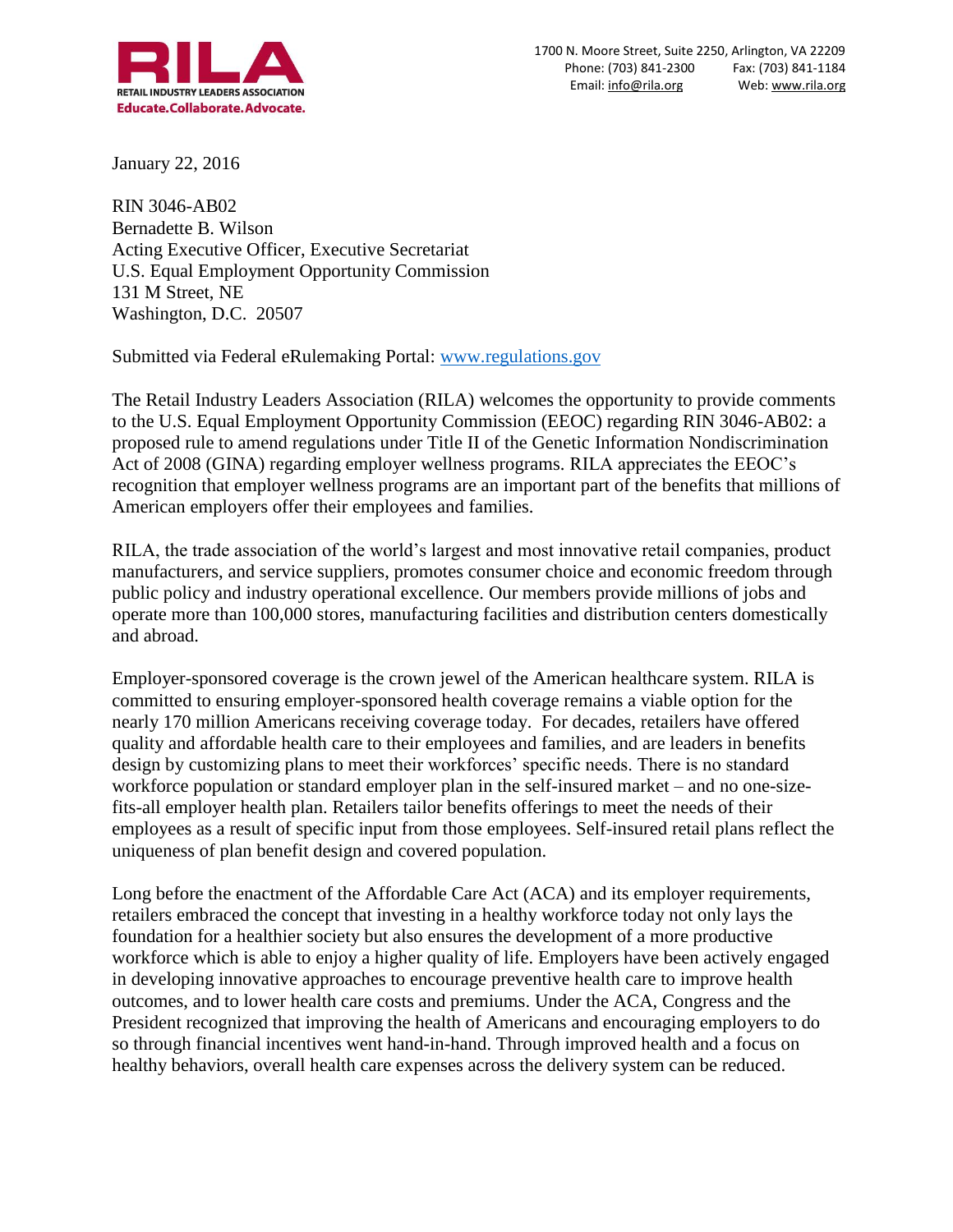**RILA**
RETAIL INDUSTRY LEADERS ASSOCIATION
**Educate.Collaborate.Advocate.**

1700 N. Moore Street, Suite 2250, Arlington, VA 22209
Phone: (703) 841-2300 Fax: (703) 841-1184
Email: info@rila.org Web: www.rila.org

January 22, 2016

RIN 3046-AB02
Bernadette B. Wilson
Acting Executive Officer, Executive Secretariat
U.S. Equal Employment Opportunity Commission
131 M Street, NE
Washington, D.C. 20507

Submitted via Federal eRulemaking Portal: www.regulations.gov

The Retail Industry Leaders Association (RILA) welcomes the opportunity to provide comments to the U.S. Equal Employment Opportunity Commission (EEOC) regarding RIN 3046-AB02: a proposed rule to amend regulations under Title II of the Genetic Information Nondiscrimination Act of 2008 (GINA) regarding employer wellness programs. RILA appreciates the EEOC's recognition that employer wellness programs are an important part of the benefits that millions of American employers offer their employees and families.

RILA, the trade association of the world's largest and most innovative retail companies, product manufacturers, and service suppliers, promotes consumer choice and economic freedom through public policy and industry operational excellence. Our members provide millions of jobs and operate more than 100,000 stores, manufacturing facilities and distribution centers domestically and abroad.

Employer-sponsored coverage is the crown jewel of the American healthcare system. RILA is committed to ensuring employer-sponsored health coverage remains a viable option for the nearly 170 million Americans receiving coverage today. For decades, retailers have offered quality and affordable health care to their employees and families, and are leaders in benefits design by customizing plans to meet their workforces' specific needs. There is no standard workforce population or standard employer plan in the self-insured market – and no one-size-fits-all employer health plan. Retailers tailor benefits offerings to meet the needs of their employees as a result of specific input from those employees. Self-insured retail plans reflect the uniqueness of plan benefit design and covered population.

Long before the enactment of the Affordable Care Act (ACA) and its employer requirements, retailers embraced the concept that investing in a healthy workforce today not only lays the foundation for a healthier society but also ensures the development of a more productive workforce which is able to enjoy a higher quality of life. Employers have been actively engaged in developing innovative approaches to encourage preventive health care to improve health outcomes, and to lower health care costs and premiums. Under the ACA, Congress and the President recognized that improving the health of Americans and encouraging employers to do so through financial incentives went hand-in-hand. Through improved health and a focus on healthy behaviors, overall health care expenses across the delivery system can be reduced.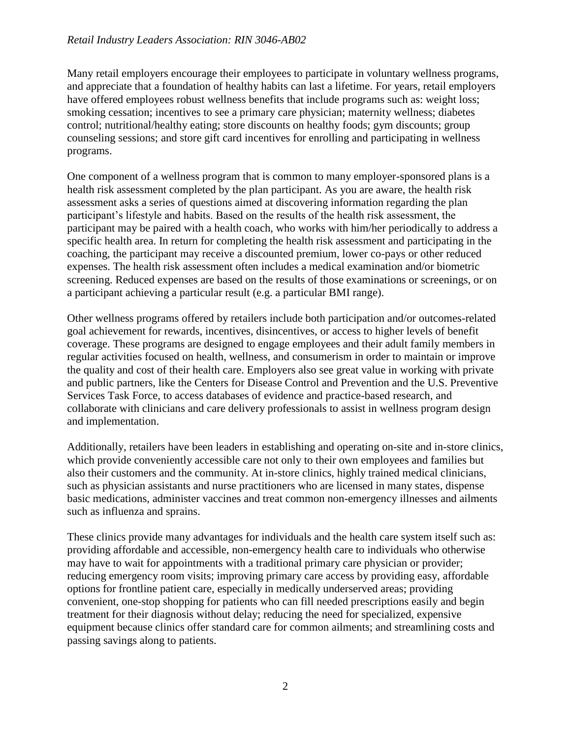Many retail employers encourage their employees to participate in voluntary wellness programs, and appreciate that a foundation of healthy habits can last a lifetime. For years, retail employers have offered employees robust wellness benefits that include programs such as: weight loss; smoking cessation; incentives to see a primary care physician; maternity wellness; diabetes control; nutritional/healthy eating; store discounts on healthy foods; gym discounts; group counseling sessions; and store gift card incentives for enrolling and participating in wellness programs.

One component of a wellness program that is common to many employer-sponsored plans is a health risk assessment completed by the plan participant. As you are aware, the health risk assessment asks a series of questions aimed at discovering information regarding the plan participant's lifestyle and habits. Based on the results of the health risk assessment, the participant may be paired with a health coach, who works with him/her periodically to address a specific health area. In return for completing the health risk assessment and participating in the coaching, the participant may receive a discounted premium, lower co-pays or other reduced expenses. The health risk assessment often includes a medical examination and/or biometric screening. Reduced expenses are based on the results of those examinations or screenings, or on a participant achieving a particular result (e.g. a particular BMI range).

Other wellness programs offered by retailers include both participation and/or outcomes-related goal achievement for rewards, incentives, disincentives, or access to higher levels of benefit coverage. These programs are designed to engage employees and their adult family members in regular activities focused on health, wellness, and consumerism in order to maintain or improve the quality and cost of their health care. Employers also see great value in working with private and public partners, like the Centers for Disease Control and Prevention and the U.S. Preventive Services Task Force, to access databases of evidence and practice-based research, and collaborate with clinicians and care delivery professionals to assist in wellness program design and implementation.

Additionally, retailers have been leaders in establishing and operating on-site and in-store clinics, which provide conveniently accessible care not only to their own employees and families but also their customers and the community. At in-store clinics, highly trained medical clinicians, such as physician assistants and nurse practitioners who are licensed in many states, dispense basic medications, administer vaccines and treat common non-emergency illnesses and ailments such as influenza and sprains.

These clinics provide many advantages for individuals and the health care system itself such as: providing affordable and accessible, non-emergency health care to individuals who otherwise may have to wait for appointments with a traditional primary care physician or provider; reducing emergency room visits; improving primary care access by providing easy, affordable options for frontline patient care, especially in medically underserved areas; providing convenient, one-stop shopping for patients who can fill needed prescriptions easily and begin treatment for their diagnosis without delay; reducing the need for specialized, expensive equipment because clinics offer standard care for common ailments; and streamlining costs and passing savings along to patients.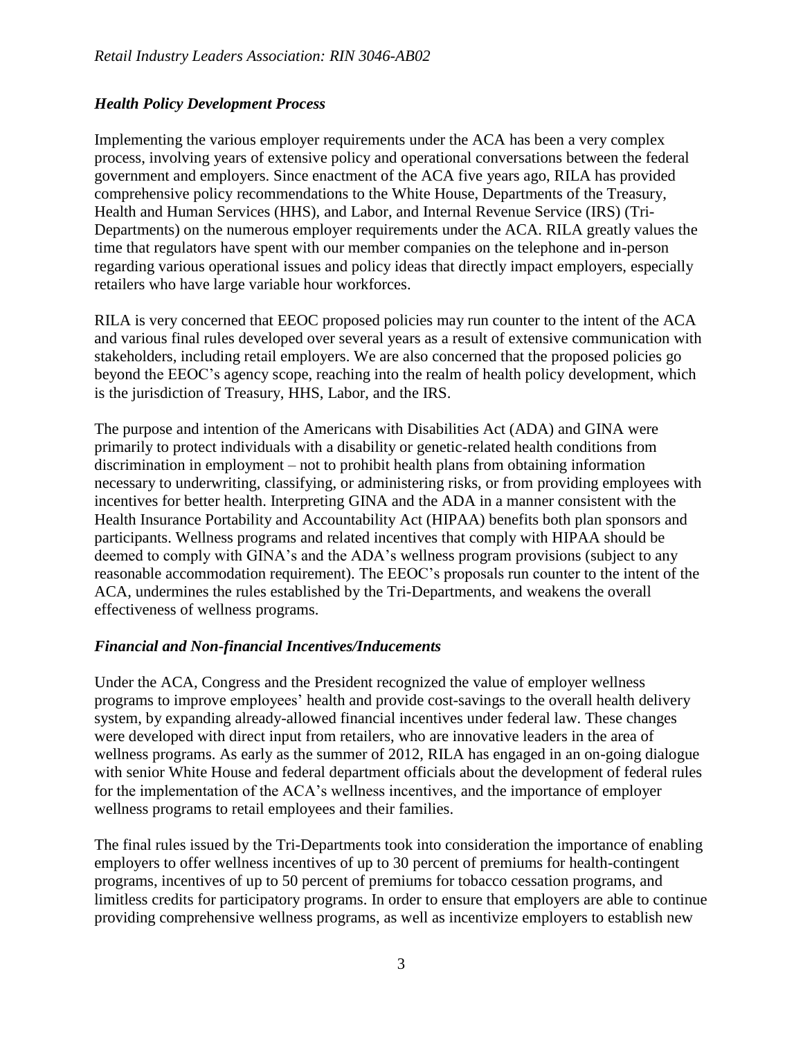### *Health Policy Development Process*

Implementing the various employer requirements under the ACA has been a very complex process, involving years of extensive policy and operational conversations between the federal government and employers. Since enactment of the ACA five years ago, RILA has provided comprehensive policy recommendations to the White House, Departments of the Treasury, Health and Human Services (HHS), and Labor, and Internal Revenue Service (IRS) (Tri-Departments) on the numerous employer requirements under the ACA. RILA greatly values the time that regulators have spent with our member companies on the telephone and in-person regarding various operational issues and policy ideas that directly impact employers, especially retailers who have large variable hour workforces.

RILA is very concerned that EEOC proposed policies may run counter to the intent of the ACA and various final rules developed over several years as a result of extensive communication with stakeholders, including retail employers. We are also concerned that the proposed policies go beyond the EEOC's agency scope, reaching into the realm of health policy development, which is the jurisdiction of Treasury, HHS, Labor, and the IRS.

The purpose and intention of the Americans with Disabilities Act (ADA) and GINA were primarily to protect individuals with a disability or genetic-related health conditions from discrimination in employment – not to prohibit health plans from obtaining information necessary to underwriting, classifying, or administering risks, or from providing employees with incentives for better health. Interpreting GINA and the ADA in a manner consistent with the Health Insurance Portability and Accountability Act (HIPAA) benefits both plan sponsors and participants. Wellness programs and related incentives that comply with HIPAA should be deemed to comply with GINA's and the ADA's wellness program provisions (subject to any reasonable accommodation requirement). The EEOC's proposals run counter to the intent of the ACA, undermines the rules established by the Tri-Departments, and weakens the overall effectiveness of wellness programs.

### *Financial and Non-financial Incentives/Inducements*

Under the ACA, Congress and the President recognized the value of employer wellness programs to improve employees' health and provide cost-savings to the overall health delivery system, by expanding already-allowed financial incentives under federal law. These changes were developed with direct input from retailers, who are innovative leaders in the area of wellness programs. As early as the summer of 2012, RILA has engaged in an on-going dialogue with senior White House and federal department officials about the development of federal rules for the implementation of the ACA's wellness incentives, and the importance of employer wellness programs to retail employees and their families.

The final rules issued by the Tri-Departments took into consideration the importance of enabling employers to offer wellness incentives of up to 30 percent of premiums for health-contingent programs, incentives of up to 50 percent of premiums for tobacco cessation programs, and limitless credits for participatory programs. In order to ensure that employers are able to continue providing comprehensive wellness programs, as well as incentivize employers to establish new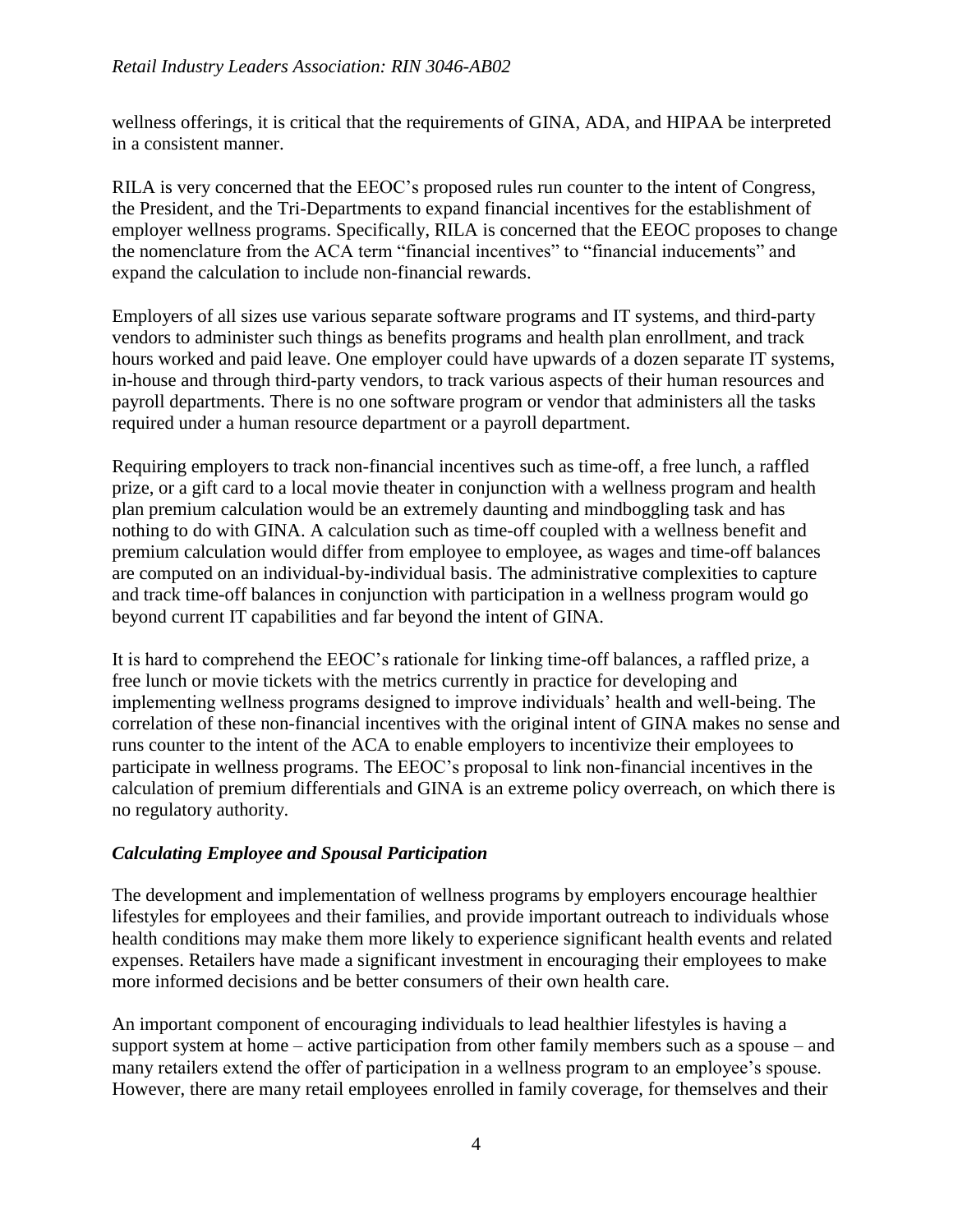wellness offerings, it is critical that the requirements of GINA, ADA, and HIPAA be interpreted in a consistent manner.

RILA is very concerned that the EEOC's proposed rules run counter to the intent of Congress, the President, and the Tri-Departments to expand financial incentives for the establishment of employer wellness programs. Specifically, RILA is concerned that the EEOC proposes to change the nomenclature from the ACA term "financial incentives" to "financial inducements" and expand the calculation to include non-financial rewards.

Employers of all sizes use various separate software programs and IT systems, and third-party vendors to administer such things as benefits programs and health plan enrollment, and track hours worked and paid leave. One employer could have upwards of a dozen separate IT systems, in-house and through third-party vendors, to track various aspects of their human resources and payroll departments. There is no one software program or vendor that administers all the tasks required under a human resource department or a payroll department.

Requiring employers to track non-financial incentives such as time-off, a free lunch, a raffled prize, or a gift card to a local movie theater in conjunction with a wellness program and health plan premium calculation would be an extremely daunting and mindboggling task and has nothing to do with GINA. A calculation such as time-off coupled with a wellness benefit and premium calculation would differ from employee to employee, as wages and time-off balances are computed on an individual-by-individual basis. The administrative complexities to capture and track time-off balances in conjunction with participation in a wellness program would go beyond current IT capabilities and far beyond the intent of GINA.

It is hard to comprehend the EEOC's rationale for linking time-off balances, a raffled prize, a free lunch or movie tickets with the metrics currently in practice for developing and implementing wellness programs designed to improve individuals' health and well-being. The correlation of these non-financial incentives with the original intent of GINA makes no sense and runs counter to the intent of the ACA to enable employers to incentivize their employees to participate in wellness programs. The EEOC's proposal to link non-financial incentives in the calculation of premium differentials and GINA is an extreme policy overreach, on which there is no regulatory authority.

### *Calculating Employee and Spousal Participation*

The development and implementation of wellness programs by employers encourage healthier lifestyles for employees and their families, and provide important outreach to individuals whose health conditions may make them more likely to experience significant health events and related expenses. Retailers have made a significant investment in encouraging their employees to make more informed decisions and be better consumers of their own health care.

An important component of encouraging individuals to lead healthier lifestyles is having a support system at home – active participation from other family members such as a spouse – and many retailers extend the offer of participation in a wellness program to an employee's spouse. However, there are many retail employees enrolled in family coverage, for themselves and their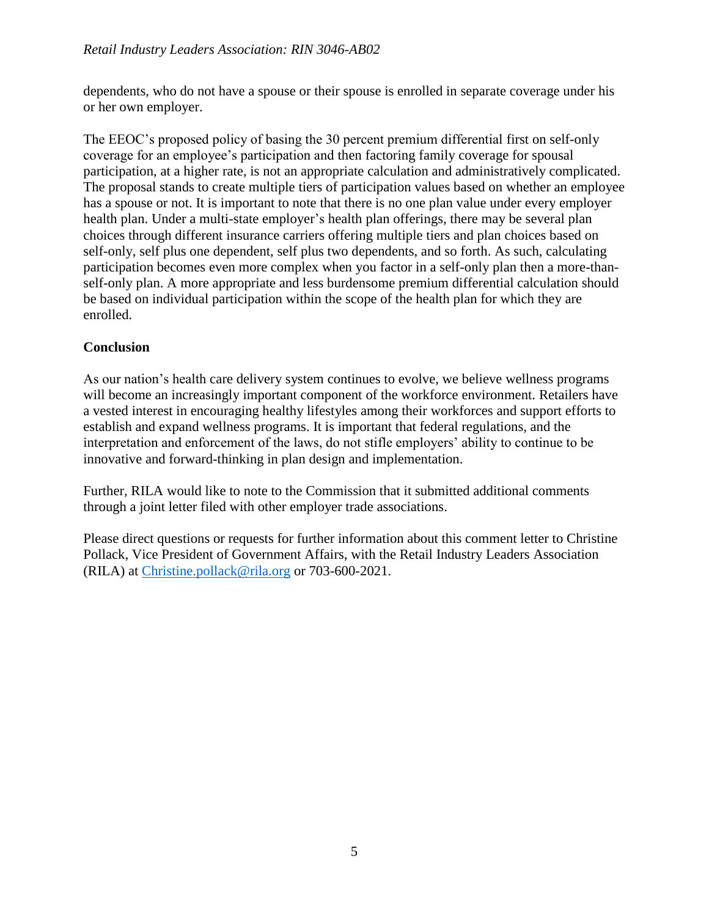dependents, who do not have a spouse or their spouse is enrolled in separate coverage under his or her own employer.

The EEOC's proposed policy of basing the 30 percent premium differential first on self-only coverage for an employee's participation and then factoring family coverage for spousal participation, at a higher rate, is not an appropriate calculation and administratively complicated. The proposal stands to create multiple tiers of participation values based on whether an employee has a spouse or not. It is important to note that there is no one plan value under every employer health plan. Under a multi-state employer's health plan offerings, there may be several plan choices through different insurance carriers offering multiple tiers and plan choices based on self-only, self plus one dependent, self plus two dependents, and so forth. As such, calculating participation becomes even more complex when you factor in a self-only plan then a more-than-self-only plan. A more appropriate and less burdensome premium differential calculation should be based on individual participation within the scope of the health plan for which they are enrolled.

**Conclusion**

As our nation's health care delivery system continues to evolve, we believe wellness programs will become an increasingly important component of the workforce environment. Retailers have a vested interest in encouraging healthy lifestyles among their workforces and support efforts to establish and expand wellness programs. It is important that federal regulations, and the interpretation and enforcement of the laws, do not stifle employers' ability to continue to be innovative and forward-thinking in plan design and implementation.

Further, RILA would like to note to the Commission that it submitted additional comments through a joint letter filed with other employer trade associations.

Please direct questions or requests for further information about this comment letter to Christine Pollack, Vice President of Government Affairs, with the Retail Industry Leaders Association (RILA) at Christine.pollack@rila.org or 703-600-2021.